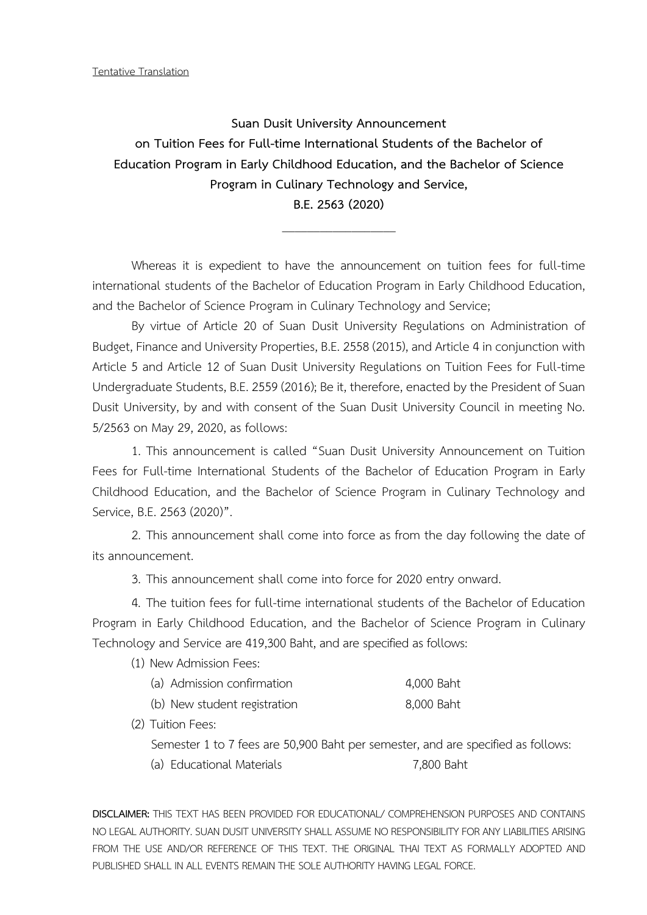Tentative Translation

**Suan Dusit University Announcement**
**on Tuition Fees for Full-time International Students of the Bachelor of Education Program in Early Childhood Education, and the Bachelor of Science Program in Culinary Technology and Service,**
**B.E. 2563 (2020)**

---

Whereas it is expedient to have the announcement on tuition fees for full-time international students of the Bachelor of Education Program in Early Childhood Education, and the Bachelor of Science Program in Culinary Technology and Service;

By virtue of Article 20 of Suan Dusit University Regulations on Administration of Budget, Finance and University Properties, B.E. 2558 (2015), and Article 4 in conjunction with Article 5 and Article 12 of Suan Dusit University Regulations on Tuition Fees for Full-time Undergraduate Students, B.E. 2559 (2016); Be it, therefore, enacted by the President of Suan Dusit University, by and with consent of the Suan Dusit University Council in meeting No. 5/2563 on May 29, 2020, as follows:

1. This announcement is called "Suan Dusit University Announcement on Tuition Fees for Full-time International Students of the Bachelor of Education Program in Early Childhood Education, and the Bachelor of Science Program in Culinary Technology and Service, B.E. 2563 (2020)".

2. This announcement shall come into force as from the day following the date of its announcement.

3. This announcement shall come into force for 2020 entry onward.

4. The tuition fees for full-time international students of the Bachelor of Education Program in Early Childhood Education, and the Bachelor of Science Program in Culinary Technology and Service are 419,300 Baht, and are specified as follows:

(1) New Admission Fees:

(a) Admission confirmation 4,000 Baht

(b) New student registration 8,000 Baht

(2) Tuition Fees:

Semester 1 to 7 fees are 50,900 Baht per semester, and are specified as follows:

(a) Educational Materials 7,800 Baht

**DISCLAIMER:** THIS TEXT HAS BEEN PROVIDED FOR EDUCATIONAL/ COMPREHENSION PURPOSES AND CONTAINS NO LEGAL AUTHORITY. SUAN DUSIT UNIVERSITY SHALL ASSUME NO RESPONSIBILITY FOR ANY LIABILITIES ARISING FROM THE USE AND/OR REFERENCE OF THIS TEXT. THE ORIGINAL THAI TEXT AS FORMALLY ADOPTED AND PUBLISHED SHALL IN ALL EVENTS REMAIN THE SOLE AUTHORITY HAVING LEGAL FORCE.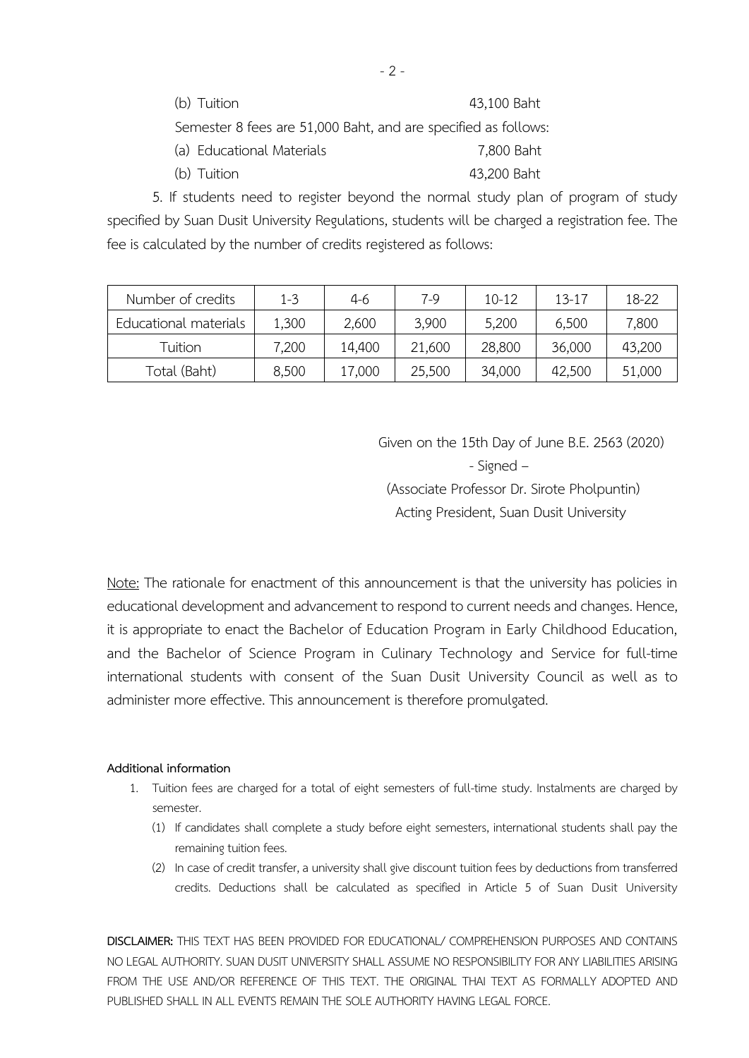(b) Tuition 43,100 Baht

Semester 8 fees are 51,000 Baht, and are specified as follows:

(a) Educational Materials 7,800 Baht

(b) Tuition 43,200 Baht

5. If students need to register beyond the normal study plan of program of study specified by Suan Dusit University Regulations, students will be charged a registration fee. The fee is calculated by the number of credits registered as follows:

| Number of credits | 1-3 | 4-6 | 7-9 | 10-12 | 13-17 | 18-22 |
| --- | --- | --- | --- | --- | --- | --- |
| Educational materials | 1,300 | 2,600 | 3,900 | 5,200 | 6,500 | 7,800 |
| Tuition | 7,200 | 14,400 | 21,600 | 28,800 | 36,000 | 43,200 |
| Total (Baht) | 8,500 | 17,000 | 25,500 | 34,000 | 42,500 | 51,000 |

Given on the 15th Day of June B.E. 2563 (2020)

- Signed –

(Associate Professor Dr. Sirote Pholpuntin)

Acting President, Suan Dusit University

Note: The rationale for enactment of this announcement is that the university has policies in educational development and advancement to respond to current needs and changes. Hence, it is appropriate to enact the Bachelor of Education Program in Early Childhood Education, and the Bachelor of Science Program in Culinary Technology and Service for full-time international students with consent of the Suan Dusit University Council as well as to administer more effective. This announcement is therefore promulgated.

**Additional information**

1. Tuition fees are charged for a total of eight semesters of full-time study. Instalments are charged by semester.
   (1) If candidates shall complete a study before eight semesters, international students shall pay the remaining tuition fees.
   (2) In case of credit transfer, a university shall give discount tuition fees by deductions from transferred credits. Deductions shall be calculated as specified in Article 5 of Suan Dusit University

**DISCLAIMER:** THIS TEXT HAS BEEN PROVIDED FOR EDUCATIONAL/ COMPREHENSION PURPOSES AND CONTAINS NO LEGAL AUTHORITY. SUAN DUSIT UNIVERSITY SHALL ASSUME NO RESPONSIBILITY FOR ANY LIABILITIES ARISING FROM THE USE AND/OR REFERENCE OF THIS TEXT. THE ORIGINAL THAI TEXT AS FORMALLY ADOPTED AND PUBLISHED SHALL IN ALL EVENTS REMAIN THE SOLE AUTHORITY HAVING LEGAL FORCE.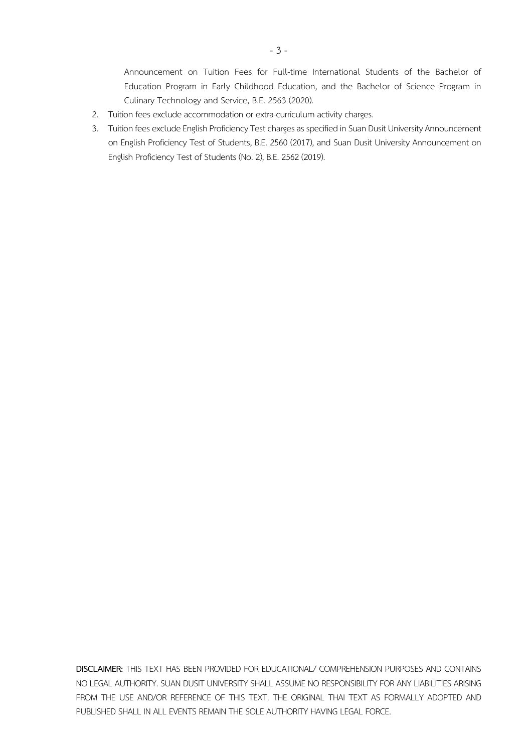Announcement on Tuition Fees for Full-time International Students of the Bachelor of Education Program in Early Childhood Education, and the Bachelor of Science Program in Culinary Technology and Service, B.E. 2563 (2020).

2. Tuition fees exclude accommodation or extra-curriculum activity charges.
3. Tuition fees exclude English Proficiency Test charges as specified in Suan Dusit University Announcement on English Proficiency Test of Students, B.E. 2560 (2017), and Suan Dusit University Announcement on English Proficiency Test of Students (No. 2), B.E. 2562 (2019).

**DISCLAIMER:** THIS TEXT HAS BEEN PROVIDED FOR EDUCATIONAL/ COMPREHENSION PURPOSES AND CONTAINS NO LEGAL AUTHORITY. SUAN DUSIT UNIVERSITY SHALL ASSUME NO RESPONSIBILITY FOR ANY LIABILITIES ARISING FROM THE USE AND/OR REFERENCE OF THIS TEXT. THE ORIGINAL THAI TEXT AS FORMALLY ADOPTED AND PUBLISHED SHALL IN ALL EVENTS REMAIN THE SOLE AUTHORITY HAVING LEGAL FORCE.